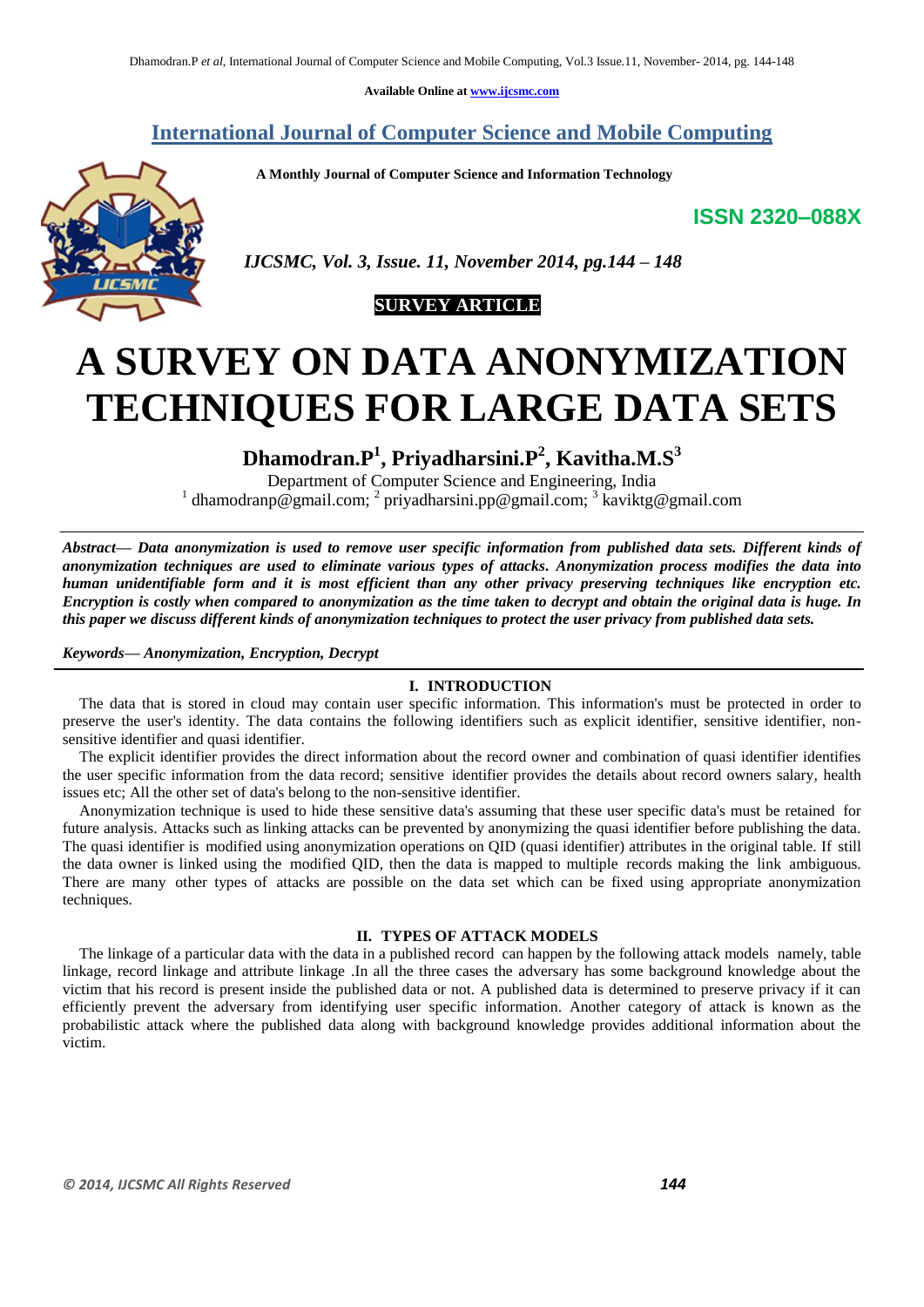Available Online at www.ijcsmc.com

**International Journal of Computer Science and Mobile Computing**

**A Monthly Journal of Computer Science and Information Technology**

**ISSN 2320–088X**

***IJCSMC, Vol. 3, Issue. 11, November 2014, pg.144 – 148***

**SURVEY ARTICLE**

# A SURVEY ON DATA ANONYMIZATION TECHNIQUES FOR LARGE DATA SETS

**Dhamodran.P[1], Priyadharsini.P[2], Kavitha.M.S[3]**

Department of Computer Science and Engineering, India
[1] dhamodranp@gmail.com; [2] priyadharsini.pp@gmail.com; [3] kaviktg@gmail.com

***Abstract— Data anonymization is used to remove user specific information from published data sets. Different kinds of anonymization techniques are used to eliminate various types of attacks. Anonymization process modifies the data into human unidentifiable form and it is most efficient than any other privacy preserving techniques like encryption etc. Encryption is costly when compared to anonymization as the time taken to decrypt and obtain the original data is huge. In this paper we discuss different kinds of anonymization techniques to protect the user privacy from published data sets.***

***Keywords— Anonymization, Encryption, Decrypt***

## I. INTRODUCTION

The data that is stored in cloud may contain user specific information. This information's must be protected in order to preserve the user's identity. The data contains the following identifiers such as explicit identifier, sensitive identifier, non-sensitive identifier and quasi identifier.

The explicit identifier provides the direct information about the record owner and combination of quasi identifier identifies the user specific information from the data record; sensitive identifier provides the details about record owners salary, health issues etc; All the other set of data's belong to the non-sensitive identifier.

Anonymization technique is used to hide these sensitive data's assuming that these user specific data's must be retained for future analysis. Attacks such as linking attacks can be prevented by anonymizing the quasi identifier before publishing the data. The quasi identifier is modified using anonymization operations on QID (quasi identifier) attributes in the original table. If still the data owner is linked using the modified QID, then the data is mapped to multiple records making the link ambiguous. There are many other types of attacks are possible on the data set which can be fixed using appropriate anonymization techniques.

## II. TYPES OF ATTACK MODELS

The linkage of a particular data with the data in a published record can happen by the following attack models namely, table linkage, record linkage and attribute linkage .In all the three cases the adversary has some background knowledge about the victim that his record is present inside the published data or not. A published data is determined to preserve privacy if it can efficiently prevent the adversary from identifying user specific information. Another category of attack is known as the probabilistic attack where the published data along with background knowledge provides additional information about the victim.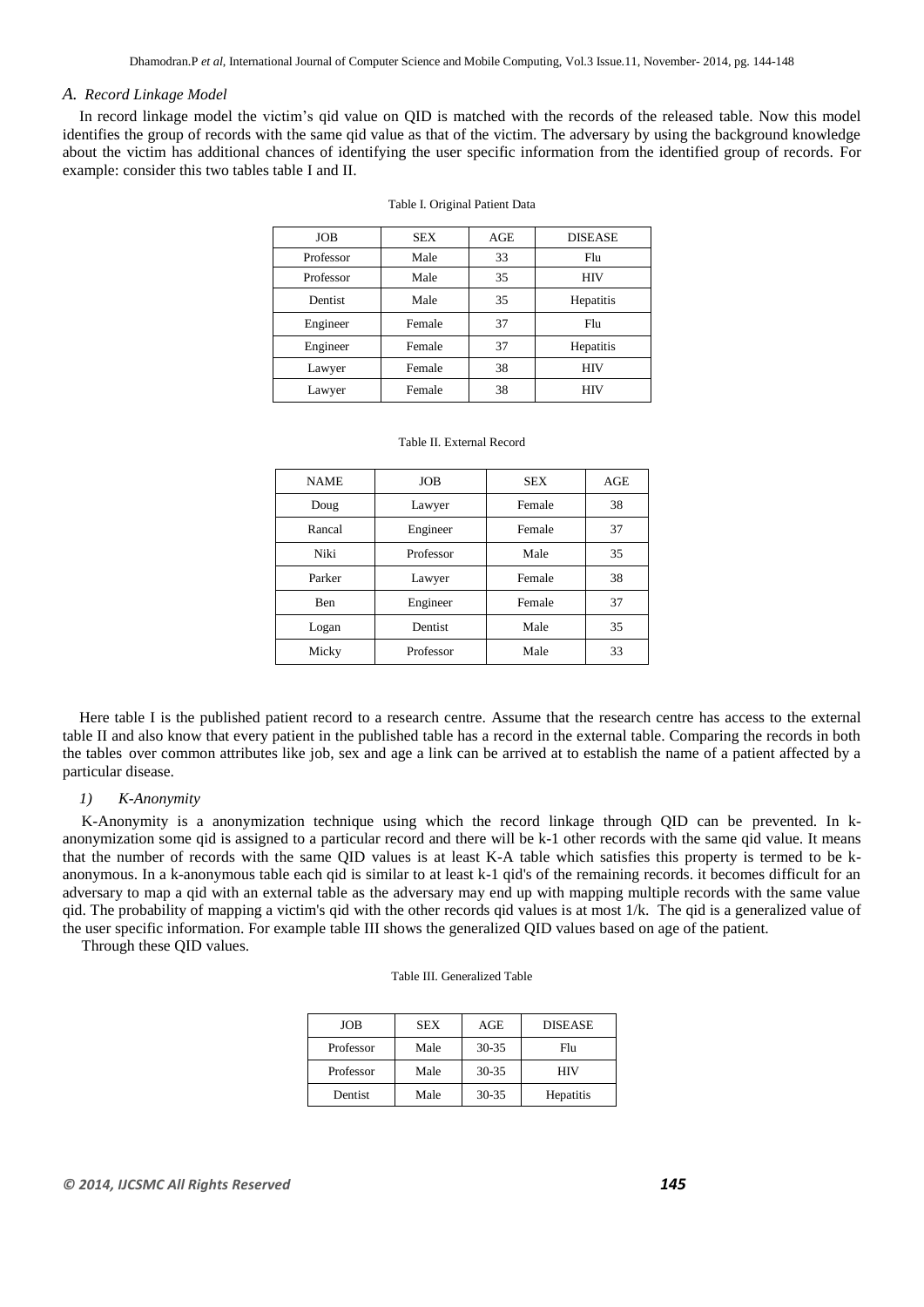### A. *Record Linkage Model*

In record linkage model the victim's qid value on QID is matched with the records of the released table. Now this model identifies the group of records with the same qid value as that of the victim. The adversary by using the background knowledge about the victim has additional chances of identifying the user specific information from the identified group of records. For example: consider this two tables table I and II.

Table I. Original Patient Data

| JOB | SEX | AGE | DISEASE |
|---|---|---|---|
| Professor | Male | 33 | Flu |
| Professor | Male | 35 | HIV |
| Dentist | Male | 35 | Hepatitis |
| Engineer | Female | 37 | Flu |
| Engineer | Female | 37 | Hepatitis |
| Lawyer | Female | 38 | HIV |
| Lawyer | Female | 38 | HIV |

Table II. External Record

| NAME | JOB | SEX | AGE |
|---|---|---|---|
| Doug | Lawyer | Female | 38 |
| Rancal | Engineer | Female | 37 |
| Niki | Professor | Male | 35 |
| Parker | Lawyer | Female | 38 |
| Ben | Engineer | Female | 37 |
| Logan | Dentist | Male | 35 |
| Micky | Professor | Male | 33 |

Here table I is the published patient record to a research centre. Assume that the research centre has access to the external table II and also know that every patient in the published table has a record in the external table. Comparing the records in both the tables over common attributes like job, sex and age a link can be arrived at to establish the name of a patient affected by a particular disease.

#### 1) *K-Anonymity*

K-Anonymity is a anonymization technique using which the record linkage through QID can be prevented. In k-anonymization some qid is assigned to a particular record and there will be k-1 other records with the same qid value. It means that the number of records with the same QID values is at least K-A table which satisfies this property is termed to be k-anonymous. In a k-anonymous table each qid is similar to at least k-1 qid's of the remaining records. it becomes difficult for an adversary to map a qid with an external table as the adversary may end up with mapping multiple records with the same value qid. The probability of mapping a victim's qid with the other records qid values is at most 1/k. The qid is a generalized value of the user specific information. For example table III shows the generalized QID values based on age of the patient.

Through these QID values.

Table III. Generalized Table

| JOB | SEX | AGE | DISEASE |
|---|---|---|---|
| Professor | Male | 30-35 | Flu |
| Professor | Male | 30-35 | HIV |
| Dentist | Male | 30-35 | Hepatitis |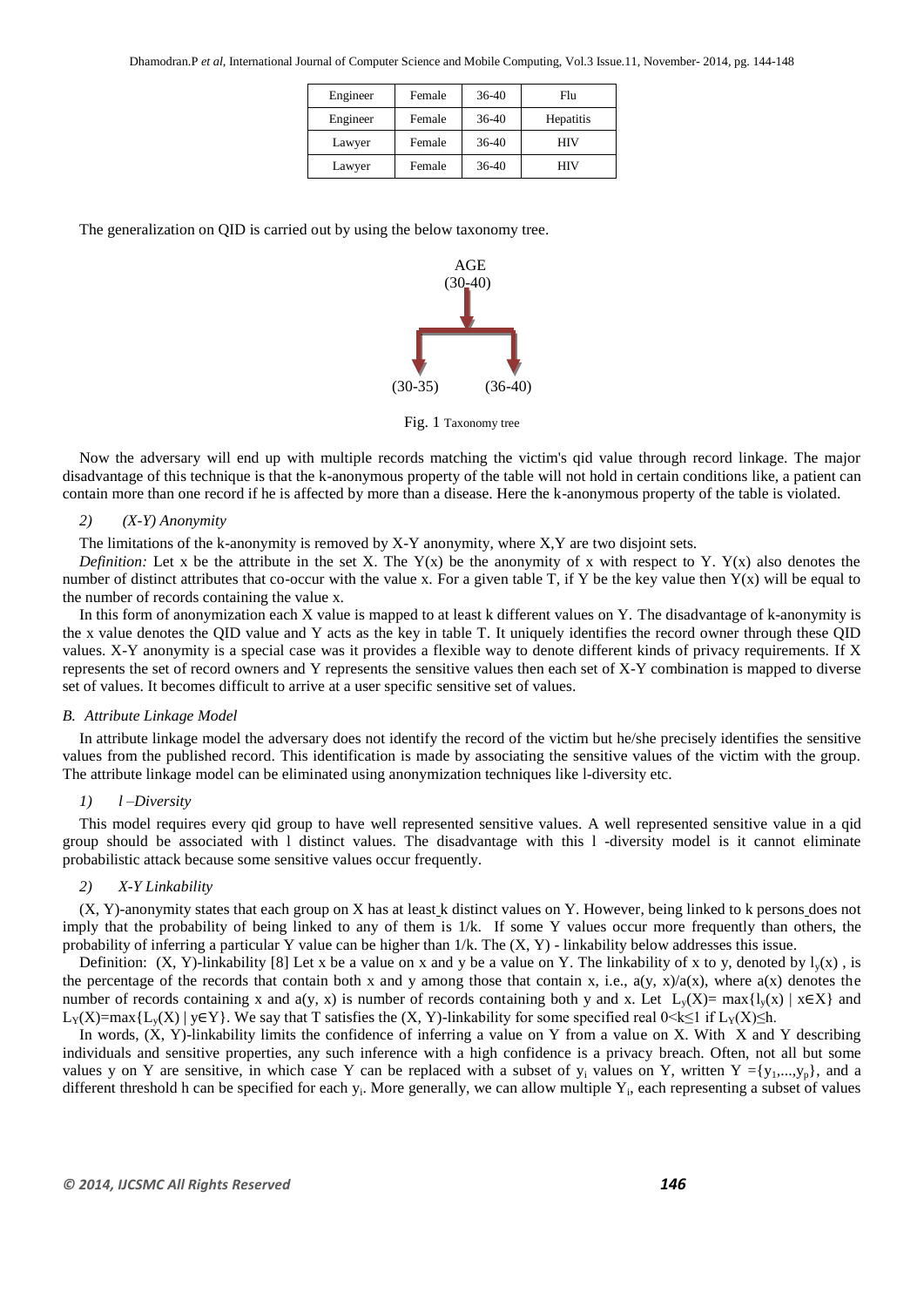| Engineer | Female | 36-40 | Flu |
|---|---|---|---|
| Engineer | Female | 36-40 | Hepatitis |
| Lawyer | Female | 36-40 | HIV |
| Lawyer | Female | 36-40 | HIV |

The generalization on QID is carried out by using the below taxonomy tree.

AGE (30-40) → (30-35), (36-40)

Fig. 1 Taxonomy tree

Now the adversary will end up with multiple records matching the victim's qid value through record linkage. The major disadvantage of this technique is that the k-anonymous property of the table will not hold in certain conditions like, a patient can contain more than one record if he is affected by more than a disease. Here the k-anonymous property of the table is violated.

#### *2) (X-Y) Anonymity*

The limitations of the k-anonymity is removed by X-Y anonymity, where X,Y are two disjoint sets.

*Definition:* Let x be the attribute in the set X. The Y(x) be the anonymity of x with respect to Y. Y(x) also denotes the number of distinct attributes that co-occur with the value x. For a given table T, if Y be the key value then Y(x) will be equal to the number of records containing the value x.

In this form of anonymization each X value is mapped to at least k different values on Y. The disadvantage of k-anonymity is the x value denotes the QID value and Y acts as the key in table T. It uniquely identifies the record owner through these QID values. X-Y anonymity is a special case was it provides a flexible way to denote different kinds of privacy requirements. If X represents the set of record owners and Y represents the sensitive values then each set of X-Y combination is mapped to diverse set of values. It becomes difficult to arrive at a user specific sensitive set of values.

### *B. Attribute Linkage Model*

In attribute linkage model the adversary does not identify the record of the victim but he/she precisely identifies the sensitive values from the published record. This identification is made by associating the sensitive values of the victim with the group. The attribute linkage model can be eliminated using anonymization techniques like l-diversity etc.

#### *1) l –Diversity*

This model requires every qid group to have well represented sensitive values. A well represented sensitive value in a qid group should be associated with l distinct values. The disadvantage with this l -diversity model is it cannot eliminate probabilistic attack because some sensitive values occur frequently.

#### *2) X-Y Linkability*

(X, Y)-anonymity states that each group on X has at least k distinct values on Y. However, being linked to k persons does not imply that the probability of being linked to any of them is 1/k. If some Y values occur more frequently than others, the probability of inferring a particular Y value can be higher than 1/k. The (X, Y) - linkability below addresses this issue.

Definition: (X, Y)-linkability [8] Let x be a value on x and y be a value on Y. The linkability of x to y, denoted by $l_y(x)$ , is the percentage of the records that contain both x and y among those that contain x, i.e., a(y, x)/a(x), where a(x) denotes the number of records containing x and a(y, x) is number of records containing both y and x. Let $L_y(X)= \max\{l_y(x) \mid x\in X\}$ and $L_Y(X)=\max\{L_y(X) \mid y\in Y\}$. We say that T satisfies the (X, Y)-linkability for some specified real $0<k\leq 1$ if $L_Y(X)\leq h$.

In words, (X, Y)-linkability limits the confidence of inferring a value on Y from a value on X. With X and Y describing individuals and sensitive properties, any such inference with a high confidence is a privacy breach. Often, not all but some values y on Y are sensitive, in which case Y can be replaced with a subset of $y_i$ values on Y, written $Y =\{y_1,...,y_p\}$, and a different threshold h can be specified for each $y_i$. More generally, we can allow multiple $Y_i$, each representing a subset of values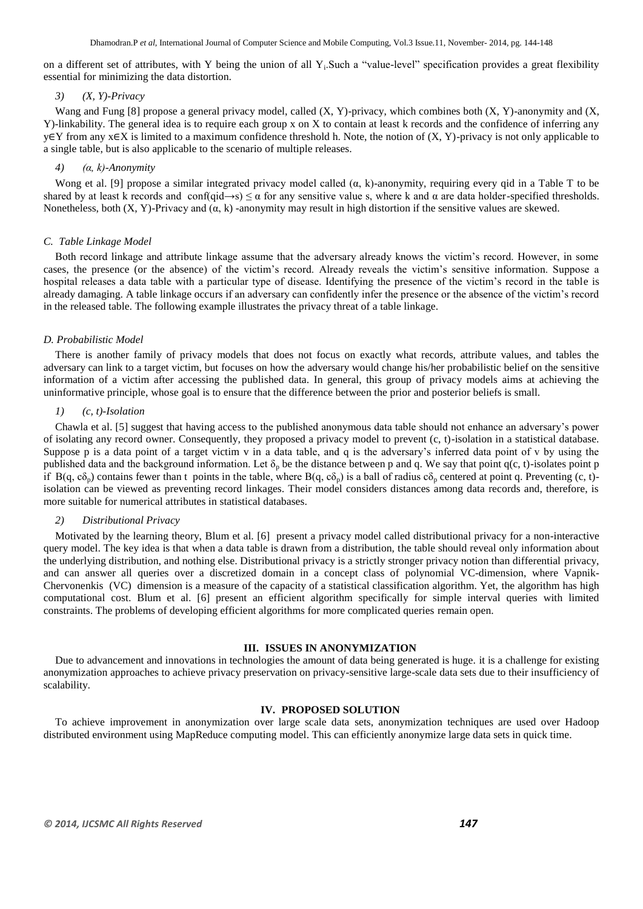on a different set of attributes, with Y being the union of all $Y_i$.Such a "value-level" specification provides a great flexibility essential for minimizing the data distortion.

#### *3) (X, Y)-Privacy*

Wang and Fung [8] propose a general privacy model, called (X, Y)-privacy, which combines both (X, Y)-anonymity and (X, Y)-linkability. The general idea is to require each group x on X to contain at least k records and the confidence of inferring any $y \in Y$ from any $x \in X$ is limited to a maximum confidence threshold h. Note, the notion of (X, Y)-privacy is not only applicable to a single table, but is also applicable to the scenario of multiple releases.

#### *4) (α, k)-Anonymity*

Wong et al. [9] propose a similar integrated privacy model called (α, k)-anonymity, requiring every qid in a Table T to be shared by at least k records and $conf(qid \rightarrow s) \leq \alpha$ for any sensitive value s, where k and α are data holder-specified thresholds. Nonetheless, both (X, Y)-Privacy and (α, k) -anonymity may result in high distortion if the sensitive values are skewed.

### *C. Table Linkage Model*

Both record linkage and attribute linkage assume that the adversary already knows the victim's record. However, in some cases, the presence (or the absence) of the victim's record. Already reveals the victim's sensitive information. Suppose a hospital releases a data table with a particular type of disease. Identifying the presence of the victim's record in the table is already damaging. A table linkage occurs if an adversary can confidently infer the presence or the absence of the victim's record in the released table. The following example illustrates the privacy threat of a table linkage.

### *D. Probabilistic Model*

There is another family of privacy models that does not focus on exactly what records, attribute values, and tables the adversary can link to a target victim, but focuses on how the adversary would change his/her probabilistic belief on the sensitive information of a victim after accessing the published data. In general, this group of privacy models aims at achieving the uninformative principle, whose goal is to ensure that the difference between the prior and posterior beliefs is small.

#### *1) (c, t)-Isolation*

Chawla et al. [5] suggest that having access to the published anonymous data table should not enhance an adversary's power of isolating any record owner. Consequently, they proposed a privacy model to prevent (c, t)-isolation in a statistical database. Suppose p is a data point of a target victim v in a data table, and q is the adversary's inferred data point of v by using the published data and the background information. Let $\delta_p$ be the distance between p and q. We say that point q(c, t)-isolates point p if $B(q, c\delta_p)$ contains fewer than t points in the table, where $B(q, c\delta_p)$ is a ball of radius $c\delta_p$ centered at point q. Preventing (c, t)-isolation can be viewed as preventing record linkages. Their model considers distances among data records and, therefore, is more suitable for numerical attributes in statistical databases.

#### *2) Distributional Privacy*

Motivated by the learning theory, Blum et al. [6] present a privacy model called distributional privacy for a non-interactive query model. The key idea is that when a data table is drawn from a distribution, the table should reveal only information about the underlying distribution, and nothing else. Distributional privacy is a strictly stronger privacy notion than differential privacy, and can answer all queries over a discretized domain in a concept class of polynomial VC-dimension, where Vapnik-Chervonenkis (VC) dimension is a measure of the capacity of a statistical classification algorithm. Yet, the algorithm has high computational cost. Blum et al. [6] present an efficient algorithm specifically for simple interval queries with limited constraints. The problems of developing efficient algorithms for more complicated queries remain open.

## III. ISSUES IN ANONYMIZATION

Due to advancement and innovations in technologies the amount of data being generated is huge. it is a challenge for existing anonymization approaches to achieve privacy preservation on privacy-sensitive large-scale data sets due to their insufficiency of scalability.

## IV. PROPOSED SOLUTION

To achieve improvement in anonymization over large scale data sets, anonymization techniques are used over Hadoop distributed environment using MapReduce computing model. This can efficiently anonymize large data sets in quick time.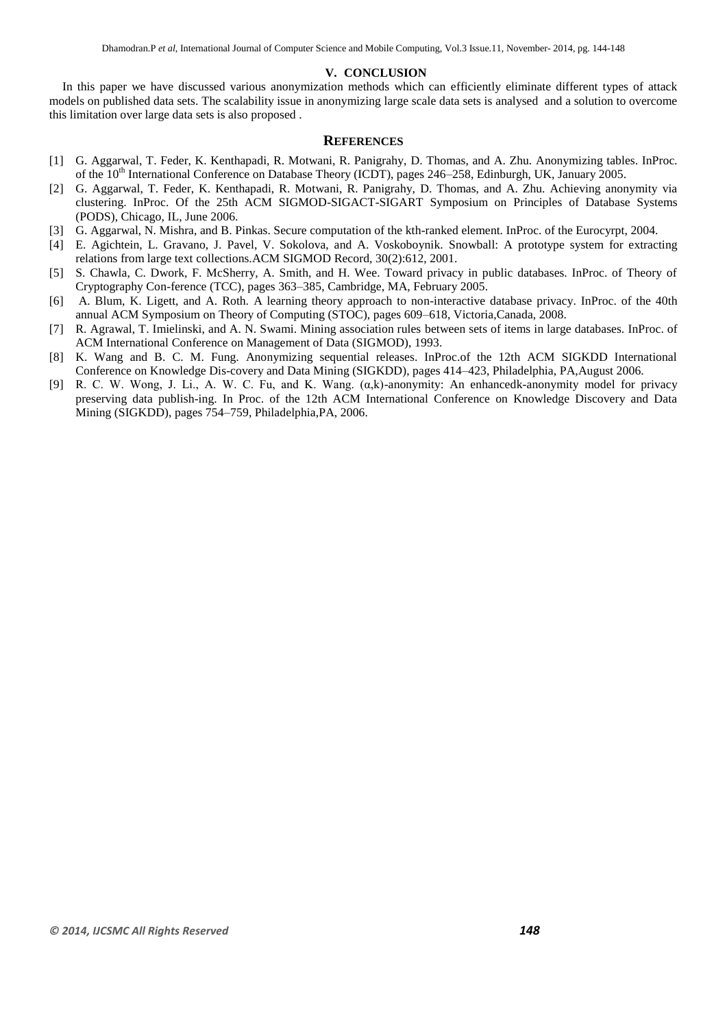## V. CONCLUSION

In this paper we have discussed various anonymization methods which can efficiently eliminate different types of attack models on published data sets. The scalability issue in anonymizing large scale data sets is analysed and a solution to overcome this limitation over large data sets is also proposed .

## REFERENCES

[1] G. Aggarwal, T. Feder, K. Kenthapadi, R. Motwani, R. Panigrahy, D. Thomas, and A. Zhu. Anonymizing tables. InProc. of the 10th International Conference on Database Theory (ICDT), pages 246–258, Edinburgh, UK, January 2005.

[2] G. Aggarwal, T. Feder, K. Kenthapadi, R. Motwani, R. Panigrahy, D. Thomas, and A. Zhu. Achieving anonymity via clustering. InProc. Of the 25th ACM SIGMOD-SIGACT-SIGART Symposium on Principles of Database Systems (PODS), Chicago, IL, June 2006.

[3] G. Aggarwal, N. Mishra, and B. Pinkas. Secure computation of the kth-ranked element. InProc. of the Eurocyrpt, 2004.

[4] E. Agichtein, L. Gravano, J. Pavel, V. Sokolova, and A. Voskoboynik. Snowball: A prototype system for extracting relations from large text collections.ACM SIGMOD Record, 30(2):612, 2001.

[5] S. Chawla, C. Dwork, F. McSherry, A. Smith, and H. Wee. Toward privacy in public databases. InProc. of Theory of Cryptography Con-ference (TCC), pages 363–385, Cambridge, MA, February 2005.

[6] A. Blum, K. Ligett, and A. Roth. A learning theory approach to non-interactive database privacy. InProc. of the 40th annual ACM Symposium on Theory of Computing (STOC), pages 609–618, Victoria,Canada, 2008.

[7] R. Agrawal, T. Imielinski, and A. N. Swami. Mining association rules between sets of items in large databases. InProc. of ACM International Conference on Management of Data (SIGMOD), 1993.

[8] K. Wang and B. C. M. Fung. Anonymizing sequential releases. InProc.of the 12th ACM SIGKDD International Conference on Knowledge Dis-covery and Data Mining (SIGKDD), pages 414–423, Philadelphia, PA,August 2006.

[9] R. C. W. Wong, J. Li., A. W. C. Fu, and K. Wang. (α,k)-anonymity: An enhancedk-anonymity model for privacy preserving data publish-ing. In Proc. of the 12th ACM International Conference on Knowledge Discovery and Data Mining (SIGKDD), pages 754–759, Philadelphia,PA, 2006.